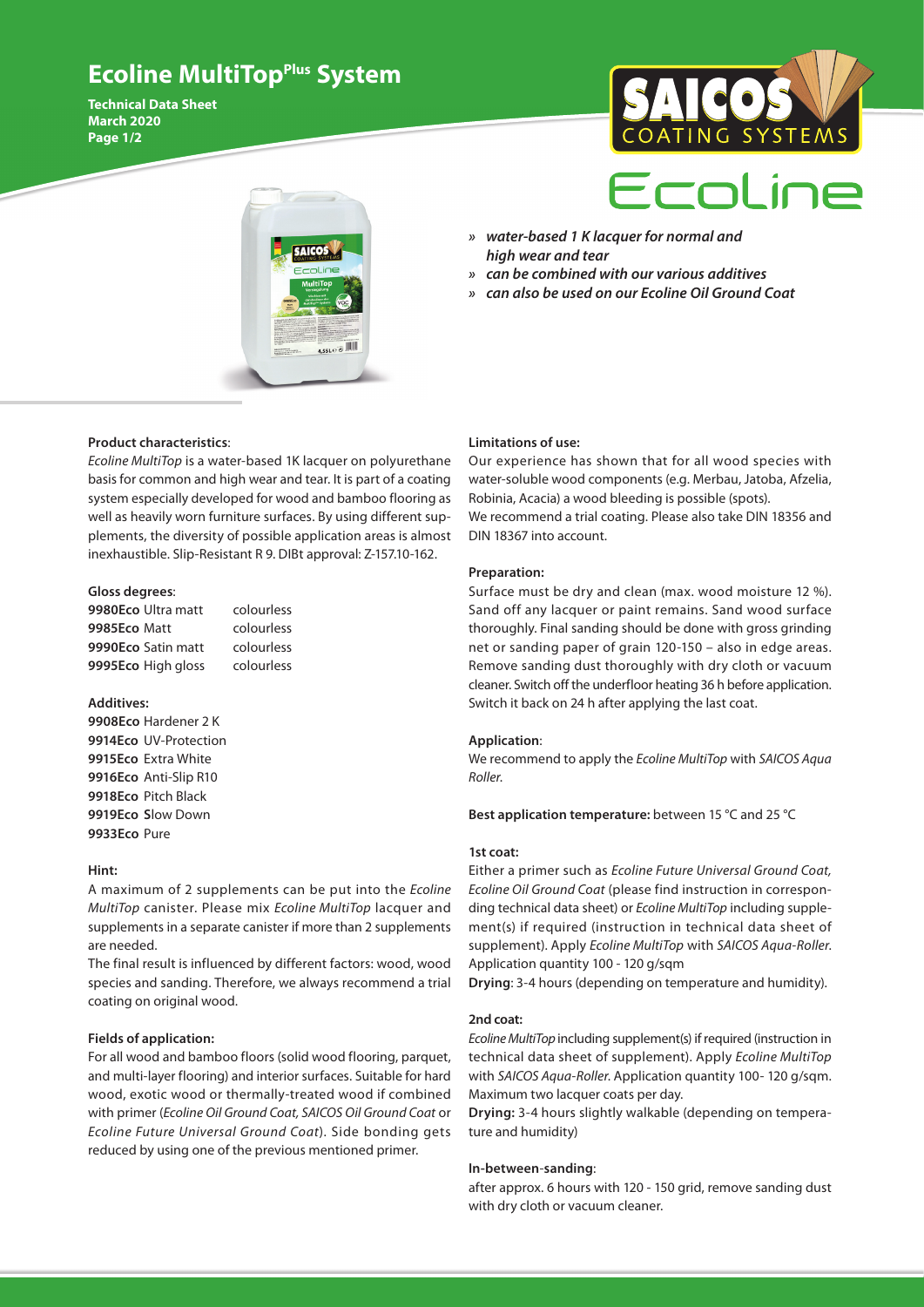# Ecoline MultiTop$^{Plus}$ System

**Technical Data Sheet**
**March 2020**

- » ***water-based 1 K lacquer for normal and high wear and tear***
- » ***can be combined with our various additives***
- » ***can also be used on our Ecoline Oil Ground Coat***

**Product characteristics**:

*Ecoline MultiTop* is a water-based 1K lacquer on polyurethane basis for common and high wear and tear. It is part of a coating system especially developed for wood and bamboo flooring as well as heavily worn furniture surfaces. By using different supplements, the diversity of possible application areas is almost inexhaustible. Slip-Resistant R 9. DIBt approval: Z-157.10-162.

**Gloss degrees**:

| | |
|---|---|
| **9980Eco** Ultra matt | colourless |
| **9985Eco** Matt | colourless |
| **9990Eco** Satin matt | colourless |
| **9995Eco** High gloss | colourless |

**Additives:**

**9908Eco** Hardener 2 K
**9914Eco** UV-Protection
**9915Eco** Extra White
**9916Eco** Anti-Slip R10
**9918Eco** Pitch Black
**9919Eco** **S**low Down
**9933Eco** Pure

**Hint:**

A maximum of 2 supplements can be put into the *Ecoline MultiTop* canister. Please mix *Ecoline MultiTop* lacquer and supplements in a separate canister if more than 2 supplements are needed.

The final result is influenced by different factors: wood, wood species and sanding. Therefore, we always recommend a trial coating on original wood.

**Fields of application:**

For all wood and bamboo floors (solid wood flooring, parquet, and multi-layer flooring) and interior surfaces. Suitable for hard wood, exotic wood or thermally-treated wood if combined with primer (*Ecoline Oil Ground Coat, SAICOS Oil Ground Coat* or *Ecoline Future Universal Ground Coat*). Side bonding gets reduced by using one of the previous mentioned primer.

**Limitations of use:**

Our experience has shown that for all wood species with water-soluble wood components (e.g. Merbau, Jatoba, Afzelia, Robinia, Acacia) a wood bleeding is possible (spots).
We recommend a trial coating. Please also take DIN 18356 and DIN 18367 into account.

**Preparation:**

Surface must be dry and clean (max. wood moisture 12 %). Sand off any lacquer or paint remains. Sand wood surface thoroughly. Final sanding should be done with gross grinding net or sanding paper of grain 120-150 – also in edge areas. Remove sanding dust thoroughly with dry cloth or vacuum cleaner. Switch off the underfloor heating 36 h before application. Switch it back on 24 h after applying the last coat.

**Application**:

We recommend to apply the *Ecoline MultiTop* with *SAICOS Aqua Roller.*

**Best application temperature:** between 15 °C and 25 °C

**1st coat:**

Either a primer such as *Ecoline Future Universal Ground Coat, Ecoline Oil Ground Coat* (please find instruction in corresponding technical data sheet) or *Ecoline MultiTop* including supplement(s) if required (instruction in technical data sheet of supplement). Apply *Ecoline MultiTop* with *SAICOS Aqua-Roller*. Application quantity 100 - 120 g/sqm

**Drying**: 3-4 hours (depending on temperature and humidity).

**2nd coat:**

*Ecoline MultiTop* including supplement(s) if required (instruction in technical data sheet of supplement). Apply *Ecoline MultiTop* with *SAICOS Aqua-Roller*. Application quantity 100- 120 g/sqm. Maximum two lacquer coats per day.

**Drying:** 3-4 hours slightly walkable (depending on temperature and humidity)

**In-between-sanding**:

after approx. 6 hours with 120 - 150 grid, remove sanding dust with dry cloth or vacuum cleaner.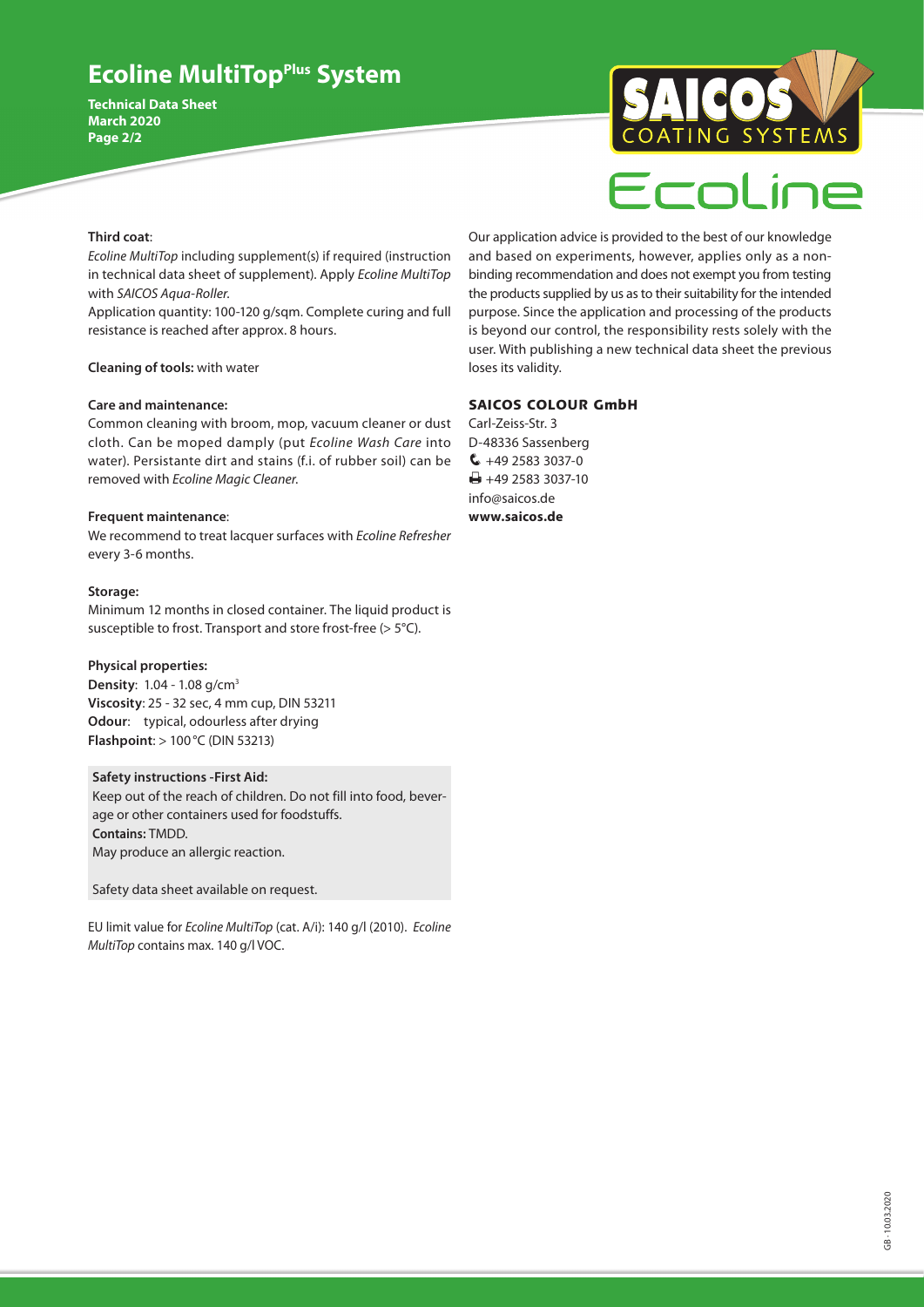**Third coat**:

*Ecoline MultiTop* including supplement(s) if required (instruction in technical data sheet of supplement). Apply *Ecoline MultiTop* with *SAICOS Aqua-Roller*.

Application quantity: 100-120 g/sqm. Complete curing and full resistance is reached after approx. 8 hours.

**Cleaning of tools:** with water

**Care and maintenance:**

Common cleaning with broom, mop, vacuum cleaner or dust cloth. Can be moped damply (put *Ecoline Wash Care* into water). Persistante dirt and stains (f.i. of rubber soil) can be removed with *Ecoline Magic Cleaner*.

**Frequent maintenance**:

We recommend to treat lacquer surfaces with *Ecoline Refresher* every 3-6 months.

**Storage:**

Minimum 12 months in closed container. The liquid product is susceptible to frost. Transport and store frost-free (> 5°C).

**Physical properties:**

**Density**: 1.04 - 1.08 g/cm$^3$
**Viscosity**: 25 - 32 sec, 4 mm cup, DIN 53211
**Odour**: typical, odourless after drying
**Flashpoint**: > 100 °C (DIN 53213)

**Safety instructions -First Aid:**

Keep out of the reach of children. Do not fill into food, beverage or other containers used for foodstuffs.
**Contains:** TMDD.
May produce an allergic reaction.

Safety data sheet available on request.

EU limit value for *Ecoline MultiTop* (cat. A/i): 140 g/l (2010). *Ecoline MultiTop* contains max. 140 g/l VOC.

Our application advice is provided to the best of our knowledge and based on experiments, however, applies only as a non-binding recommendation and does not exempt you from testing the products supplied by us as to their suitability for the intended purpose. Since the application and processing of the products is beyond our control, the responsibility rests solely with the user. With publishing a new technical data sheet the previous loses its validity.

**SAICOS COLOUR GmbH**

Carl-Zeiss-Str. 3
D-48336 Sassenberg
+49 2583 3037-0
+49 2583 3037-10
info@saicos.de
**www.saicos.de**